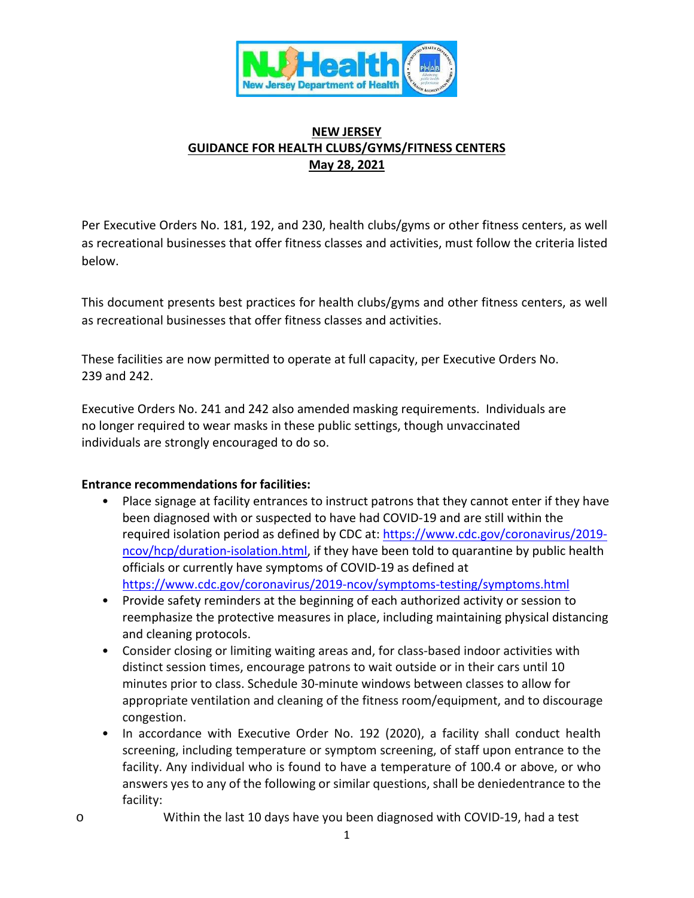**NEW JERSEY**
**GUIDANCE FOR HEALTH CLUBS/GYMS/FITNESS CENTERS**
**May 28, 2021**

Per Executive Orders No. 181, 192, and 230, health clubs/gyms or other fitness centers, as well as recreational businesses that offer fitness classes and activities, must follow the criteria listed below.

This document presents best practices for health clubs/gyms and other fitness centers, as well as recreational businesses that offer fitness classes and activities.

These facilities are now permitted to operate at full capacity, per Executive Orders No. 239 and 242.

Executive Orders No. 241 and 242 also amended masking requirements. Individuals are no longer required to wear masks in these public settings, though unvaccinated individuals are strongly encouraged to do so.

**Entrance recommendations for facilities:**

- Place signage at facility entrances to instruct patrons that they cannot enter if they have been diagnosed with or suspected to have had COVID-19 and are still within the required isolation period as defined by CDC at: https://www.cdc.gov/coronavirus/2019-ncov/hcp/duration-isolation.html, if they have been told to quarantine by public health officials or currently have symptoms of COVID-19 as defined at https://www.cdc.gov/coronavirus/2019-ncov/symptoms-testing/symptoms.html
- Provide safety reminders at the beginning of each authorized activity or session to reemphasize the protective measures in place, including maintaining physical distancing and cleaning protocols.
- Consider closing or limiting waiting areas and, for class-based indoor activities with distinct session times, encourage patrons to wait outside or in their cars until 10 minutes prior to class. Schedule 30-minute windows between classes to allow for appropriate ventilation and cleaning of the fitness room/equipment, and to discourage congestion.
- In accordance with Executive Order No. 192 (2020), a facility shall conduct health screening, including temperature or symptom screening, of staff upon entrance to the facility. Any individual who is found to have a temperature of 100.4 or above, or who answers yes to any of the following or similar questions, shall be deniedentrance to the facility:
  - Within the last 10 days have you been diagnosed with COVID-19, had a test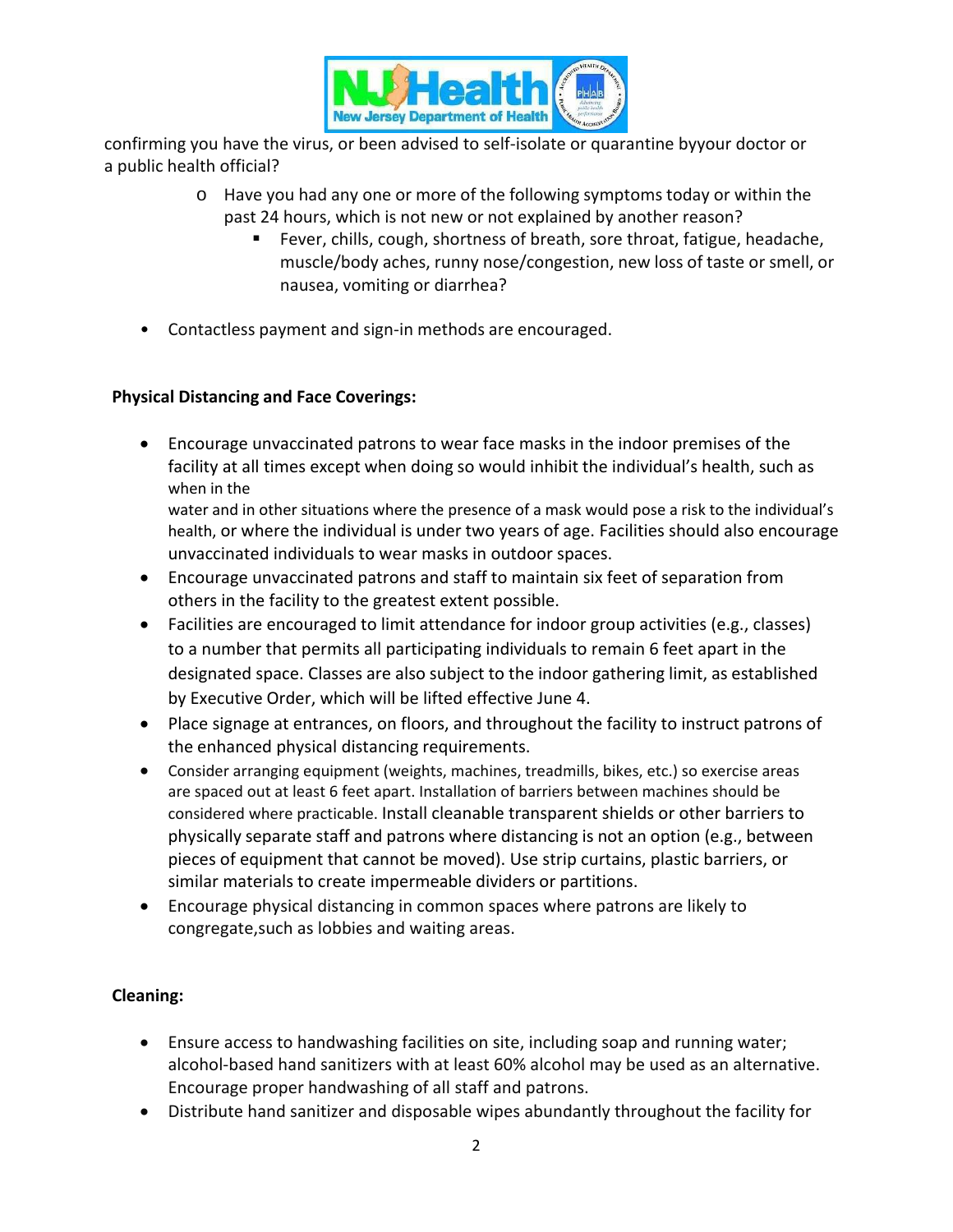confirming you have the virus, or been advised to self-isolate or quarantine byyour doctor or a public health official?

- Have you had any one or more of the following symptoms today or within the past 24 hours, which is not new or not explained by another reason?
  - Fever, chills, cough, shortness of breath, sore throat, fatigue, headache, muscle/body aches, runny nose/congestion, new loss of taste or smell, or nausea, vomiting or diarrhea?

- Contactless payment and sign-in methods are encouraged.

**Physical Distancing and Face Coverings:**

- Encourage unvaccinated patrons to wear face masks in the indoor premises of the facility at all times except when doing so would inhibit the individual's health, such as when in the water and in other situations where the presence of a mask would pose a risk to the individual's health, or where the individual is under two years of age. Facilities should also encourage unvaccinated individuals to wear masks in outdoor spaces.
- Encourage unvaccinated patrons and staff to maintain six feet of separation from others in the facility to the greatest extent possible.
- Facilities are encouraged to limit attendance for indoor group activities (e.g., classes) to a number that permits all participating individuals to remain 6 feet apart in the designated space. Classes are also subject to the indoor gathering limit, as established by Executive Order, which will be lifted effective June 4.
- Place signage at entrances, on floors, and throughout the facility to instruct patrons of the enhanced physical distancing requirements.
- Consider arranging equipment (weights, machines, treadmills, bikes, etc.) so exercise areas are spaced out at least 6 feet apart. Installation of barriers between machines should be considered where practicable. Install cleanable transparent shields or other barriers to physically separate staff and patrons where distancing is not an option (e.g., between pieces of equipment that cannot be moved). Use strip curtains, plastic barriers, or similar materials to create impermeable dividers or partitions.
- Encourage physical distancing in common spaces where patrons are likely to congregate,such as lobbies and waiting areas.

**Cleaning:**

- Ensure access to handwashing facilities on site, including soap and running water; alcohol-based hand sanitizers with at least 60% alcohol may be used as an alternative. Encourage proper handwashing of all staff and patrons.
- Distribute hand sanitizer and disposable wipes abundantly throughout the facility for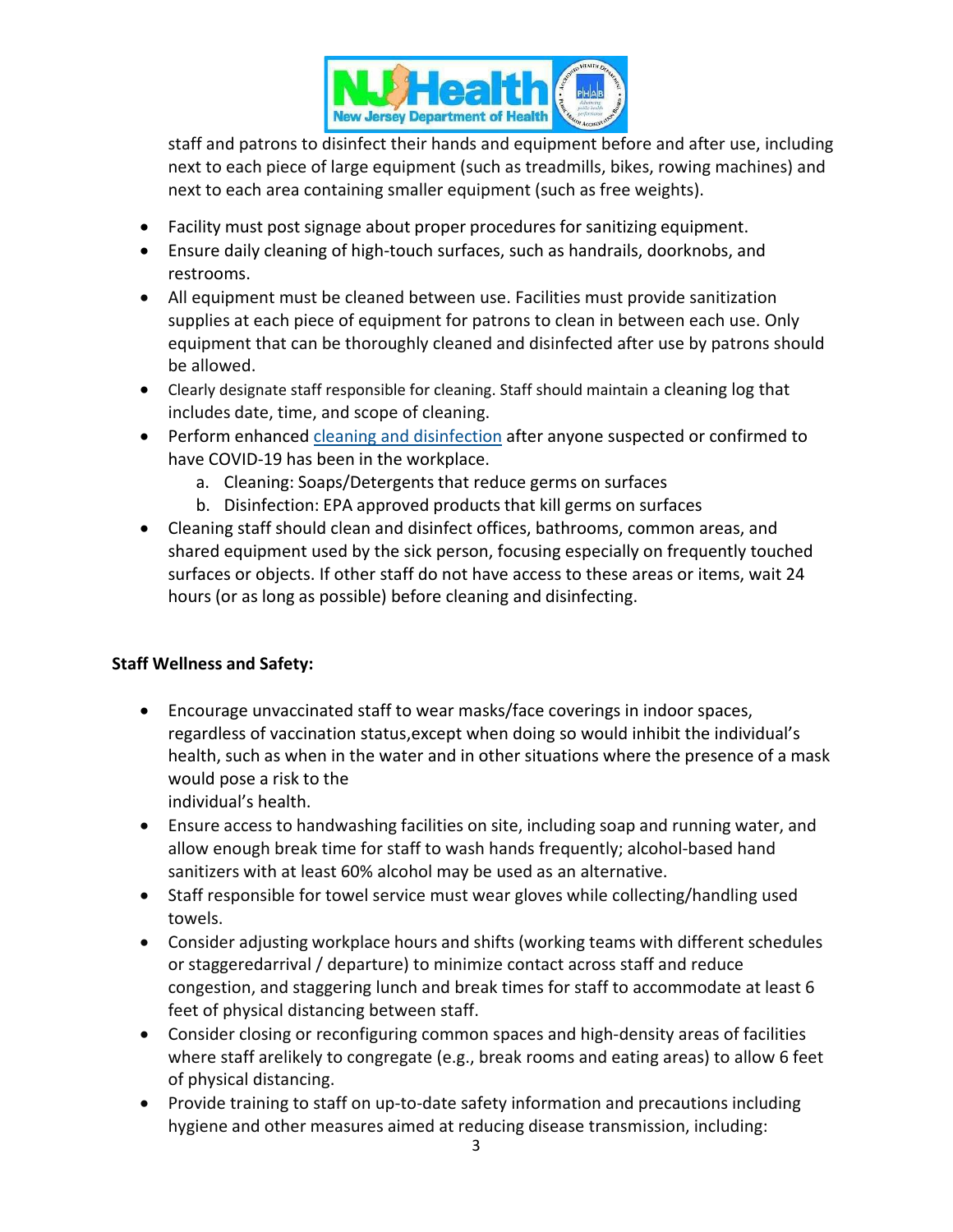staff and patrons to disinfect their hands and equipment before and after use, including next to each piece of large equipment (such as treadmills, bikes, rowing machines) and next to each area containing smaller equipment (such as free weights).

- Facility must post signage about proper procedures for sanitizing equipment.
- Ensure daily cleaning of high-touch surfaces, such as handrails, doorknobs, and restrooms.
- All equipment must be cleaned between use. Facilities must provide sanitization supplies at each piece of equipment for patrons to clean in between each use. Only equipment that can be thoroughly cleaned and disinfected after use by patrons should be allowed.
- Clearly designate staff responsible for cleaning. Staff should maintain a cleaning log that includes date, time, and scope of cleaning.
- Perform enhanced cleaning and disinfection after anyone suspected or confirmed to have COVID-19 has been in the workplace.
    a. Cleaning: Soaps/Detergents that reduce germs on surfaces
    b. Disinfection: EPA approved products that kill germs on surfaces
- Cleaning staff should clean and disinfect offices, bathrooms, common areas, and shared equipment used by the sick person, focusing especially on frequently touched surfaces or objects. If other staff do not have access to these areas or items, wait 24 hours (or as long as possible) before cleaning and disinfecting.

**Staff Wellness and Safety:**

- Encourage unvaccinated staff to wear masks/face coverings in indoor spaces, regardless of vaccination status,except when doing so would inhibit the individual's health, such as when in the water and in other situations where the presence of a mask would pose a risk to the individual's health.
- Ensure access to handwashing facilities on site, including soap and running water, and allow enough break time for staff to wash hands frequently; alcohol-based hand sanitizers with at least 60% alcohol may be used as an alternative.
- Staff responsible for towel service must wear gloves while collecting/handling used towels.
- Consider adjusting workplace hours and shifts (working teams with different schedules or staggeredarrival / departure) to minimize contact across staff and reduce congestion, and staggering lunch and break times for staff to accommodate at least 6 feet of physical distancing between staff.
- Consider closing or reconfiguring common spaces and high-density areas of facilities where staff arelikely to congregate (e.g., break rooms and eating areas) to allow 6 feet of physical distancing.
- Provide training to staff on up-to-date safety information and precautions including hygiene and other measures aimed at reducing disease transmission, including: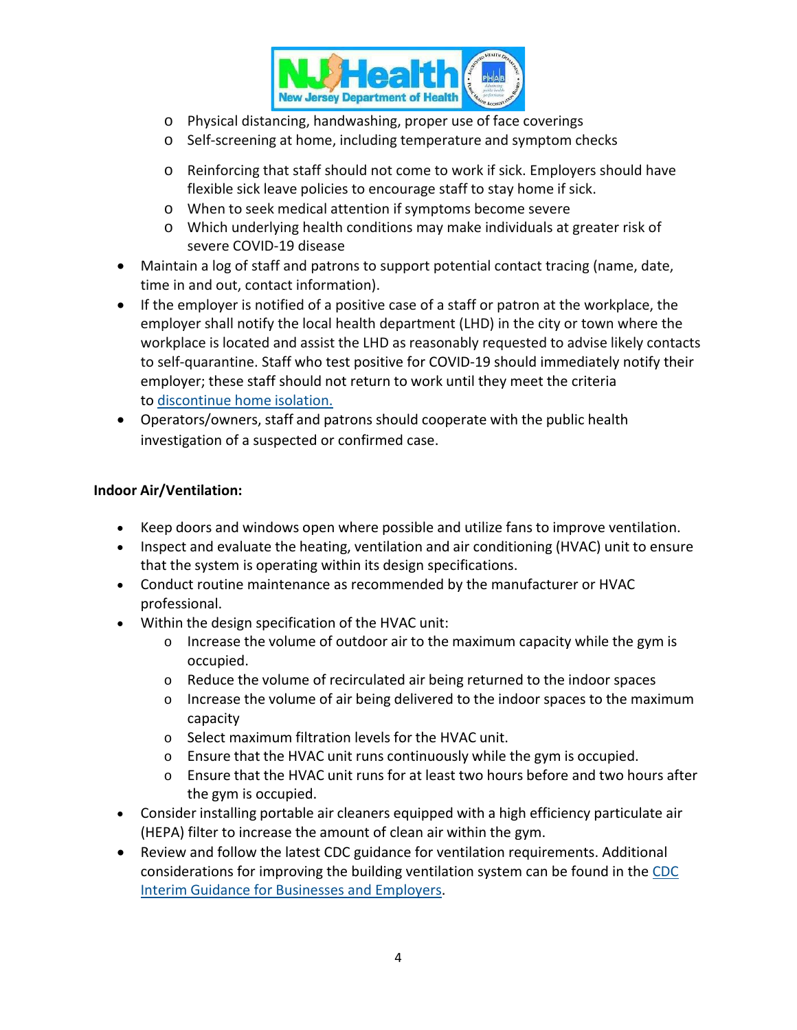- Physical distancing, handwashing, proper use of face coverings
  - Self-screening at home, including temperature and symptom checks
  - Reinforcing that staff should not come to work if sick. Employers should have flexible sick leave policies to encourage staff to stay home if sick.
  - When to seek medical attention if symptoms become severe
  - Which underlying health conditions may make individuals at greater risk of severe COVID-19 disease
- Maintain a log of staff and patrons to support potential contact tracing (name, date, time in and out, contact information).
- If the employer is notified of a positive case of a staff or patron at the workplace, the employer shall notify the local health department (LHD) in the city or town where the workplace is located and assist the LHD as reasonably requested to advise likely contacts to self-quarantine. Staff who test positive for COVID-19 should immediately notify their employer; these staff should not return to work until they meet the criteria to [discontinue home isolation.]()
- Operators/owners, staff and patrons should cooperate with the public health investigation of a suspected or confirmed case.

**Indoor Air/Ventilation:**

- Keep doors and windows open where possible and utilize fans to improve ventilation.
- Inspect and evaluate the heating, ventilation and air conditioning (HVAC) unit to ensure that the system is operating within its design specifications.
- Conduct routine maintenance as recommended by the manufacturer or HVAC professional.
- Within the design specification of the HVAC unit:
  - Increase the volume of outdoor air to the maximum capacity while the gym is occupied.
  - Reduce the volume of recirculated air being returned to the indoor spaces
  - Increase the volume of air being delivered to the indoor spaces to the maximum capacity
  - Select maximum filtration levels for the HVAC unit.
  - Ensure that the HVAC unit runs continuously while the gym is occupied.
  - Ensure that the HVAC unit runs for at least two hours before and two hours after the gym is occupied.
- Consider installing portable air cleaners equipped with a high efficiency particulate air (HEPA) filter to increase the amount of clean air within the gym.
- Review and follow the latest CDC guidance for ventilation requirements. Additional considerations for improving the building ventilation system can be found in the [CDC Interim Guidance for Businesses and Employers]().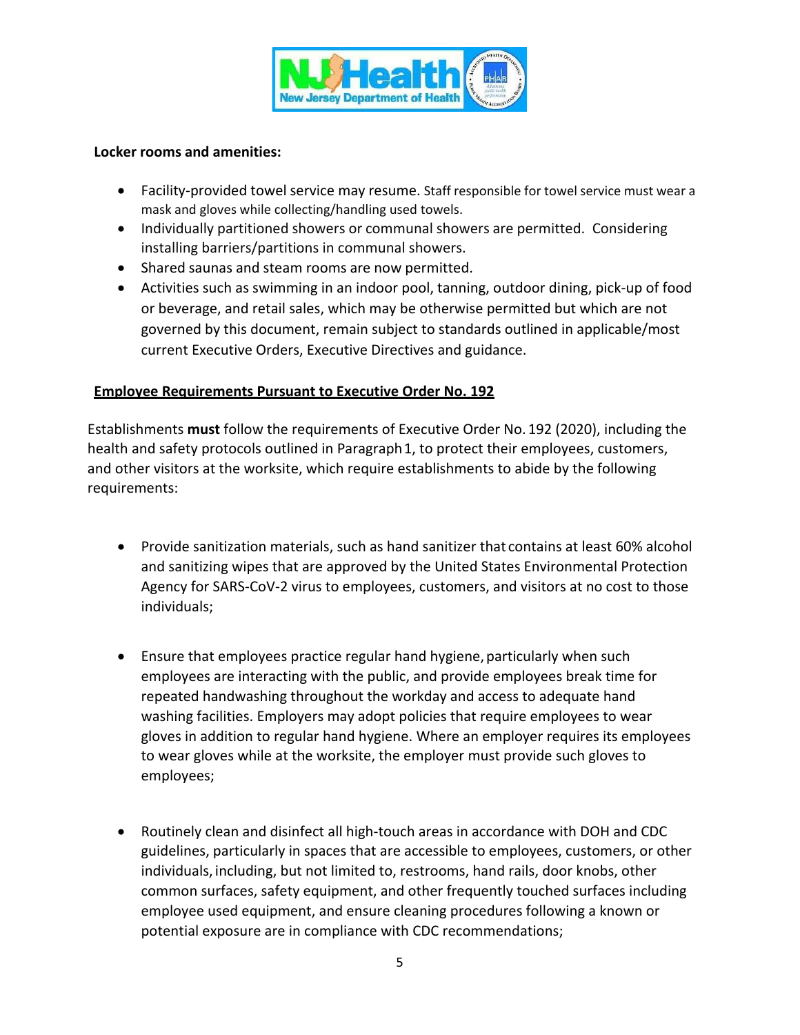**Locker rooms and amenities:**

- Facility-provided towel service may resume. Staff responsible for towel service must wear a mask and gloves while collecting/handling used towels.
- Individually partitioned showers or communal showers are permitted. Considering installing barriers/partitions in communal showers.
- Shared saunas and steam rooms are now permitted.
- Activities such as swimming in an indoor pool, tanning, outdoor dining, pick-up of food or beverage, and retail sales, which may be otherwise permitted but which are not governed by this document, remain subject to standards outlined in applicable/most current Executive Orders, Executive Directives and guidance.

**Employee Requirements Pursuant to Executive Order No. 192**

Establishments **must** follow the requirements of Executive Order No. 192 (2020), including the health and safety protocols outlined in Paragraph 1, to protect their employees, customers, and other visitors at the worksite, which require establishments to abide by the following requirements:

- Provide sanitization materials, such as hand sanitizer that contains at least 60% alcohol and sanitizing wipes that are approved by the United States Environmental Protection Agency for SARS-CoV-2 virus to employees, customers, and visitors at no cost to those individuals;

- Ensure that employees practice regular hand hygiene, particularly when such employees are interacting with the public, and provide employees break time for repeated handwashing throughout the workday and access to adequate hand washing facilities. Employers may adopt policies that require employees to wear gloves in addition to regular hand hygiene. Where an employer requires its employees to wear gloves while at the worksite, the employer must provide such gloves to employees;

- Routinely clean and disinfect all high-touch areas in accordance with DOH and CDC guidelines, particularly in spaces that are accessible to employees, customers, or other individuals, including, but not limited to, restrooms, hand rails, door knobs, other common surfaces, safety equipment, and other frequently touched surfaces including employee used equipment, and ensure cleaning procedures following a known or potential exposure are in compliance with CDC recommendations;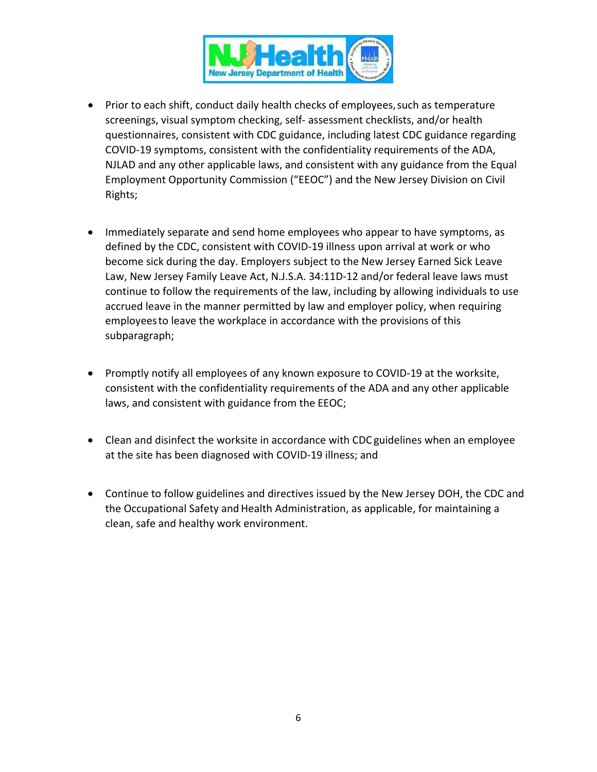- Prior to each shift, conduct daily health checks of employees, such as temperature screenings, visual symptom checking, self- assessment checklists, and/or health questionnaires, consistent with CDC guidance, including latest CDC guidance regarding COVID-19 symptoms, consistent with the confidentiality requirements of the ADA, NJLAD and any other applicable laws, and consistent with any guidance from the Equal Employment Opportunity Commission ("EEOC") and the New Jersey Division on Civil Rights;

- Immediately separate and send home employees who appear to have symptoms, as defined by the CDC, consistent with COVID-19 illness upon arrival at work or who become sick during the day. Employers subject to the New Jersey Earned Sick Leave Law, New Jersey Family Leave Act, N.J.S.A. 34:11D-12 and/or federal leave laws must continue to follow the requirements of the law, including by allowing individuals to use accrued leave in the manner permitted by law and employer policy, when requiring employees to leave the workplace in accordance with the provisions of this subparagraph;

- Promptly notify all employees of any known exposure to COVID-19 at the worksite, consistent with the confidentiality requirements of the ADA and any other applicable laws, and consistent with guidance from the EEOC;

- Clean and disinfect the worksite in accordance with CDC guidelines when an employee at the site has been diagnosed with COVID-19 illness; and

- Continue to follow guidelines and directives issued by the New Jersey DOH, the CDC and the Occupational Safety and Health Administration, as applicable, for maintaining a clean, safe and healthy work environment.